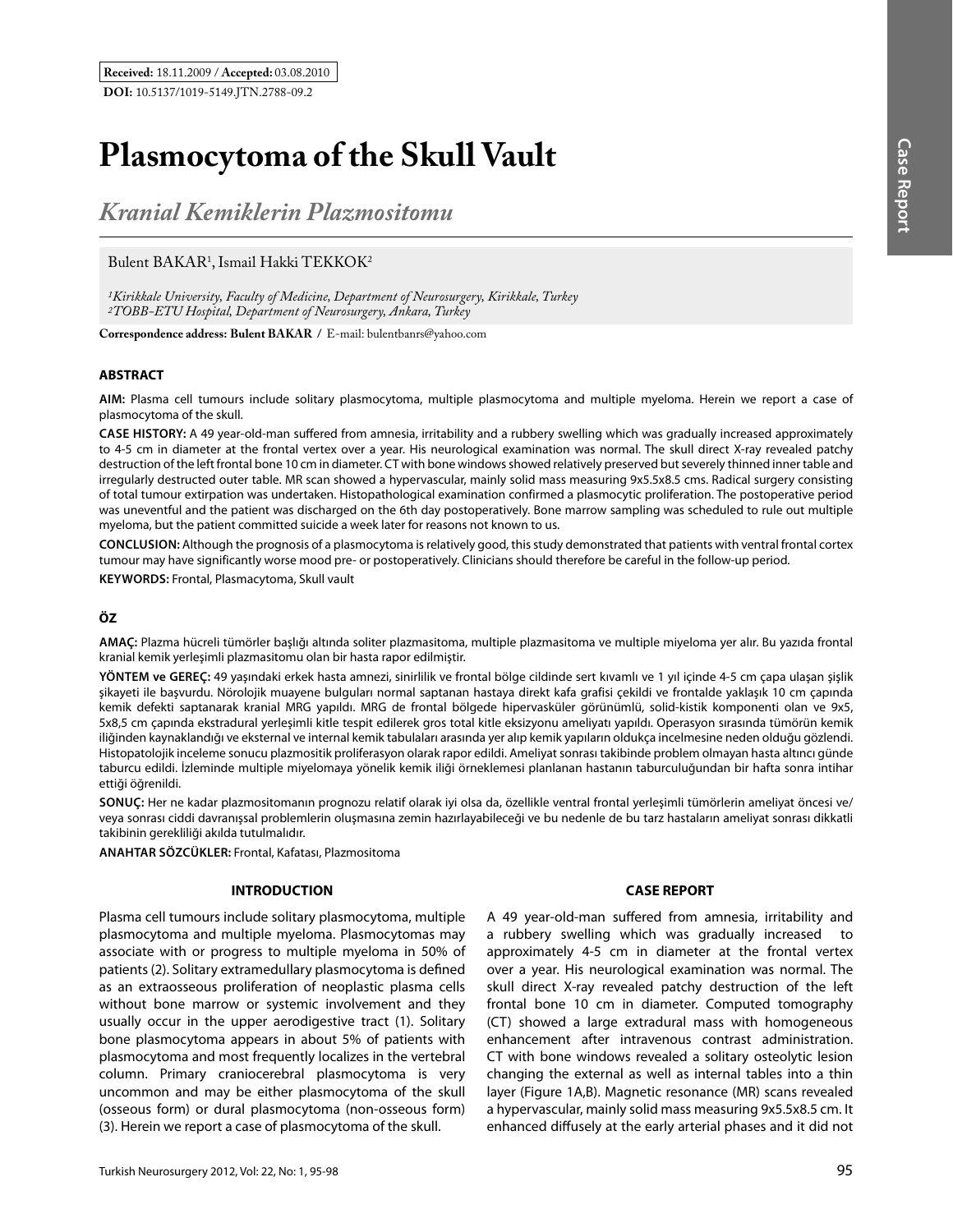**Received:** 18.11.2009 / **Accepted:** 03.08.2010

**DOI:** 10.5137/1019-5149.JTN.2788-09.2

# Plasmocytoma of the Skull Vault

## *Kranial Kemiklerin Plazmositomu*

Bulent BAKAR[1], Ismail Hakki TEKKOK[2]

*[1]Kirikkale University, Faculty of Medicine, Department of Neurosurgery, Kirikkale, Turkey*
*[2]TOBB-ETU Hospital, Department of Neurosurgery, Ankara, Turkey*

**Correspondence address: Bulent BAKAR /** E-mail: bulentbanrs@yahoo.com

### ABSTRACT

**AIM:** Plasma cell tumours include solitary plasmocytoma, multiple plasmocytoma and multiple myeloma. Herein we report a case of plasmocytoma of the skull.

**CASE HISTORY:** A 49 year-old-man suffered from amnesia, irritability and a rubbery swelling which was gradually increased approximately to 4-5 cm in diameter at the frontal vertex over a year. His neurological examination was normal. The skull direct X-ray revealed patchy destruction of the left frontal bone 10 cm in diameter. CT with bone windows showed relatively preserved but severely thinned inner table and irregularly destructed outer table. MR scan showed a hypervascular, mainly solid mass measuring 9x5.5x8.5 cms. Radical surgery consisting of total tumour extirpation was undertaken. Histopathological examination confirmed a plasmocytic proliferation. The postoperative period was uneventful and the patient was discharged on the 6th day postoperatively. Bone marrow sampling was scheduled to rule out multiple myeloma, but the patient committed suicide a week later for reasons not known to us.

**CONCLUSION:** Although the prognosis of a plasmocytoma is relatively good, this study demonstrated that patients with ventral frontal cortex tumour may have significantly worse mood pre- or postoperatively. Clinicians should therefore be careful in the follow-up period.

**KEYWORDS:** Frontal, Plasmacytoma, Skull vault

### ÖZ

**AMAÇ:** Plazma hücreli tümörler başlığı altında soliter plazmasitoma, multiple plazmasitoma ve multiple miyeloma yer alır. Bu yazıda frontal kranial kemik yerleşimli plazmasitomu olan bir hasta rapor edilmiştir.

**YÖNTEM ve GEREÇ:** 49 yaşındaki erkek hasta amnezi, sinirlilik ve frontal bölge cildinde sert kıvamlı ve 1 yıl içinde 4-5 cm çapa ulaşan şişlik şikayeti ile başvurdu. Nörolojik muayene bulguları normal saptanan hastaya direkt kafa grafisi çekildi ve frontalde yaklaşık 10 cm çapında kemik defekti saptanarak kranial MRG yapıldı. MRG de frontal bölgede hipervasküler görünümlü, solid-kistik komponenti olan ve 9x5, 5x8,5 cm çapında ekstradural yerleşimli kitle tespit edilerek gros total kitle eksizyonu ameliyatı yapıldı. Operasyon sırasında tümörün kemik iliğinden kaynaklandığı ve eksternal ve internal kemik tabulaları arasında yer alıp kemik yapıların oldukça incelmesine neden olduğu gözlendi. Histopatolojik inceleme sonucu plazmositik proliferasyon olarak rapor edildi. Ameliyat sonrası takibinde problem olmayan hasta altıncı günde taburcu edildi. İzleminde multiple miyelomaya yönelik kemik iliği örneklemesi planlanan hastanın taburculuğundan bir hafta sonra intihar ettiği öğrenildi.

**SONUÇ:** Her ne kadar plazmositomanın prognozu relatif olarak iyi olsa da, özellikle ventral frontal yerleşimli tümörlerin ameliyat öncesi ve/veya sonrası ciddi davranışsal problemlerin oluşmasına zemin hazırlayabileceği ve bu nedenle de bu tarz hastaların ameliyat sonrası dikkatli takibinin gerekliliği akılda tutulmalıdır.

**ANAHTAR SÖZCÜKLER:** Frontal, Kafatası, Plazmositoma

### INTRODUCTION

Plasma cell tumours include solitary plasmocytoma, multiple plasmocytoma and multiple myeloma. Plasmocytomas may associate with or progress to multiple myeloma in 50% of patients (2). Solitary extramedullary plasmocytoma is defined as an extraosseous proliferation of neoplastic plasma cells without bone marrow or systemic involvement and they usually occur in the upper aerodigestive tract (1). Solitary bone plasmocytoma appears in about 5% of patients with plasmocytoma and most frequently localizes in the vertebral column. Primary craniocerebral plasmocytoma is very uncommon and may be either plasmocytoma of the skull (osseous form) or dural plasmocytoma (non-osseous form) (3). Herein we report a case of plasmocytoma of the skull.

### CASE REPORT

A 49 year-old-man suffered from amnesia, irritability and a rubbery swelling which was gradually increased to approximately 4-5 cm in diameter at the frontal vertex over a year. His neurological examination was normal. The skull direct X-ray revealed patchy destruction of the left frontal bone 10 cm in diameter. Computed tomography (CT) showed a large extradural mass with homogeneous enhancement after intravenous contrast administration. CT with bone windows revealed a solitary osteolytic lesion changing the external as well as internal tables into a thin layer (Figure 1A,B). Magnetic resonance (MR) scans revealed a hypervascular, mainly solid mass measuring 9x5.5x8.5 cm. It enhanced diffusely at the early arterial phases and it did not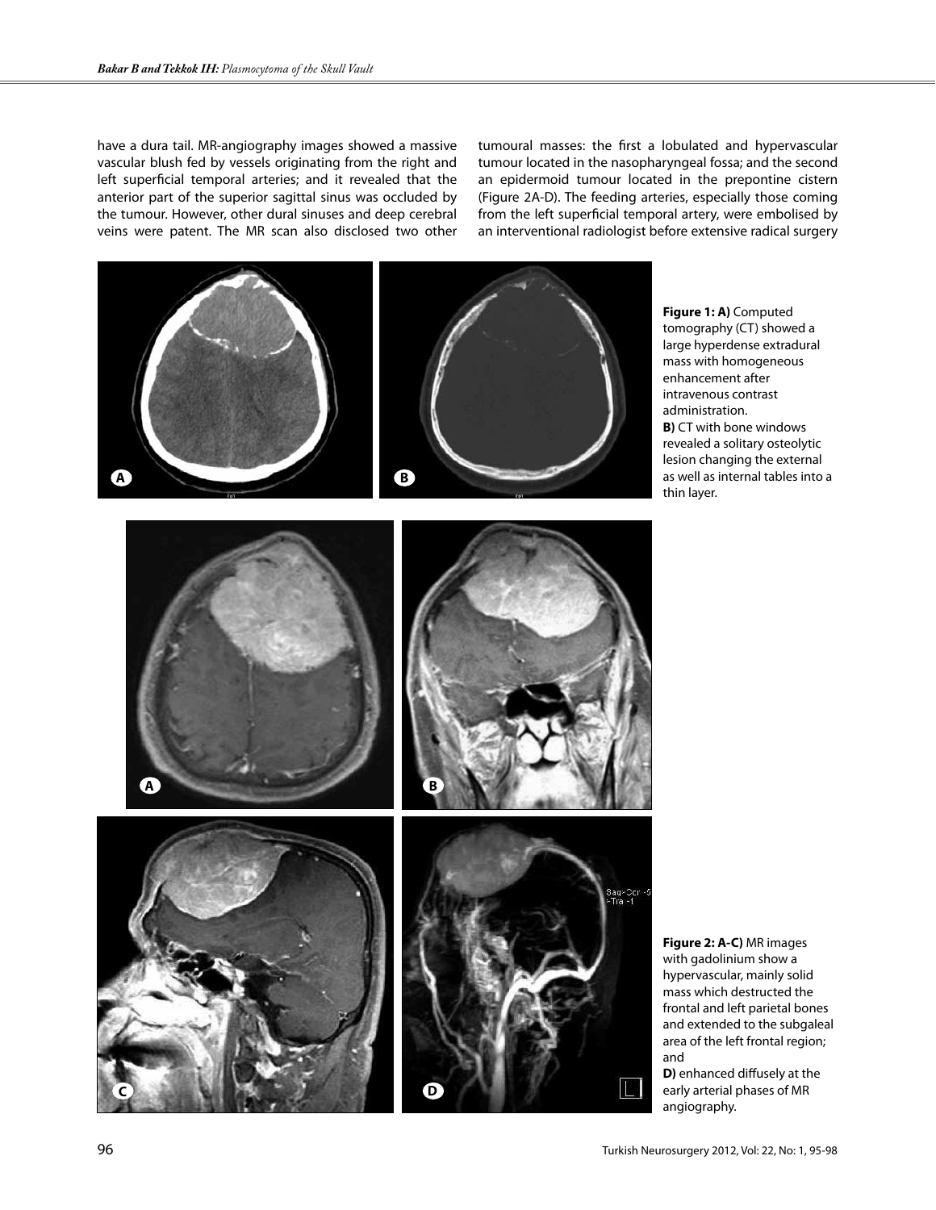have a dura tail. MR-angiography images showed a massive vascular blush fed by vessels originating from the right and left superficial temporal arteries; and it revealed that the anterior part of the superior sagittal sinus was occluded by the tumour. However, other dural sinuses and deep cerebral veins were patent. The MR scan also disclosed two other tumoural masses: the first a lobulated and hypervascular tumour located in the nasopharyngeal fossa; and the second an epidermoid tumour located in the prepontine cistern (Figure 2A-D). The feeding arteries, especially those coming from the left superficial temporal artery, were embolised by an interventional radiologist before extensive radical surgery

**Figure 1: A)** Computed tomography (CT) showed a large hyperdense extradural mass with homogeneous enhancement after intravenous contrast administration.
**B)** CT with bone windows revealed a solitary osteolytic lesion changing the external as well as internal tables into a thin layer.

**Figure 2: A-C)** MR images with gadolinium show a hypervascular, mainly solid mass which destructed the frontal and left parietal bones and extended to the subgaleal area of the left frontal region; and
**D)** enhanced diffusely at the early arterial phases of MR angiography.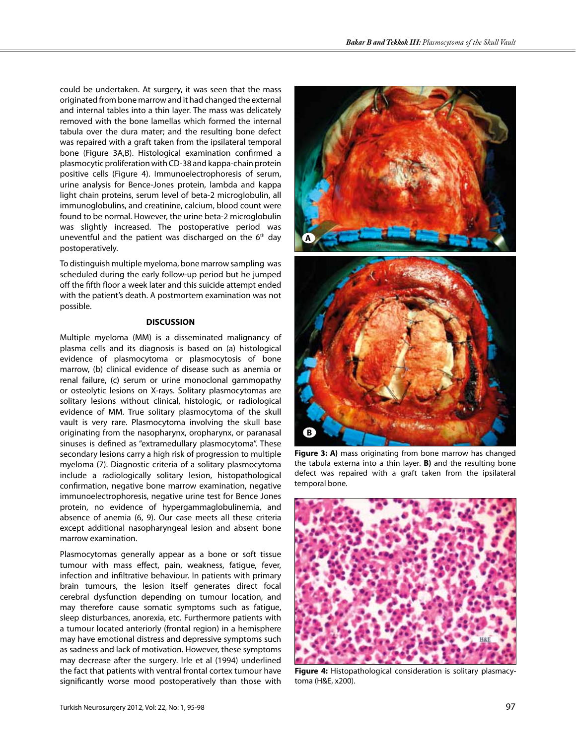could be undertaken. At surgery, it was seen that the mass originated from bone marrow and it had changed the external and internal tables into a thin layer. The mass was delicately removed with the bone lamellas which formed the internal tabula over the dura mater; and the resulting bone defect was repaired with a graft taken from the ipsilateral temporal bone (Figure 3A,B). Histological examination confirmed a plasmocytic proliferation with CD-38 and kappa-chain protein positive cells (Figure 4). Immunoelectrophoresis of serum, urine analysis for Bence-Jones protein, lambda and kappa light chain proteins, serum level of beta-2 microglobulin, all immunoglobulins, and creatinine, calcium, blood count were found to be normal. However, the urine beta-2 microglobulin was slightly increased. The postoperative period was uneventful and the patient was discharged on the 6th day postoperatively.

To distinguish multiple myeloma, bone marrow sampling was scheduled during the early follow-up period but he jumped off the fifth floor a week later and this suicide attempt ended with the patient's death. A postmortem examination was not possible.

**Figure 3: A)** mass originating from bone marrow has changed the tabula externa into a thin layer. **B)** and the resulting bone defect was repaired with a graft taken from the ipsilateral temporal bone.

**Figure 4:** Histopathological consideration is solitary plasmacytoma (H&E, x200).

## DISCUSSION

Multiple myeloma (MM) is a disseminated malignancy of plasma cells and its diagnosis is based on (a) histological evidence of plasmocytoma or plasmocytosis of bone marrow, (b) clinical evidence of disease such as anemia or renal failure, (c) serum or urine monoclonal gammopathy or osteolytic lesions on X-rays. Solitary plasmocytomas are solitary lesions without clinical, histologic, or radiological evidence of MM. True solitary plasmocytoma of the skull vault is very rare. Plasmocytoma involving the skull base originating from the nasopharynx, oropharynx, or paranasal sinuses is defined as "extramedullary plasmocytoma". These secondary lesions carry a high risk of progression to multiple myeloma (7). Diagnostic criteria of a solitary plasmocytoma include a radiologically solitary lesion, histopathological confirmation, negative bone marrow examination, negative immunoelectrophoresis, negative urine test for Bence Jones protein, no evidence of hypergammaglobulinemia, and absence of anemia (6, 9). Our case meets all these criteria except additional nasopharyngeal lesion and absent bone marrow examination.

Plasmocytomas generally appear as a bone or soft tissue tumour with mass effect, pain, weakness, fatigue, fever, infection and infiltrative behaviour. In patients with primary brain tumours, the lesion itself generates direct focal cerebral dysfunction depending on tumour location, and may therefore cause somatic symptoms such as fatigue, sleep disturbances, anorexia, etc. Furthermore patients with a tumour located anteriorly (frontal region) in a hemisphere may have emotional distress and depressive symptoms such as sadness and lack of motivation. However, these symptoms may decrease after the surgery. Irle et al (1994) underlined the fact that patients with ventral frontal cortex tumour have significantly worse mood postoperatively than those with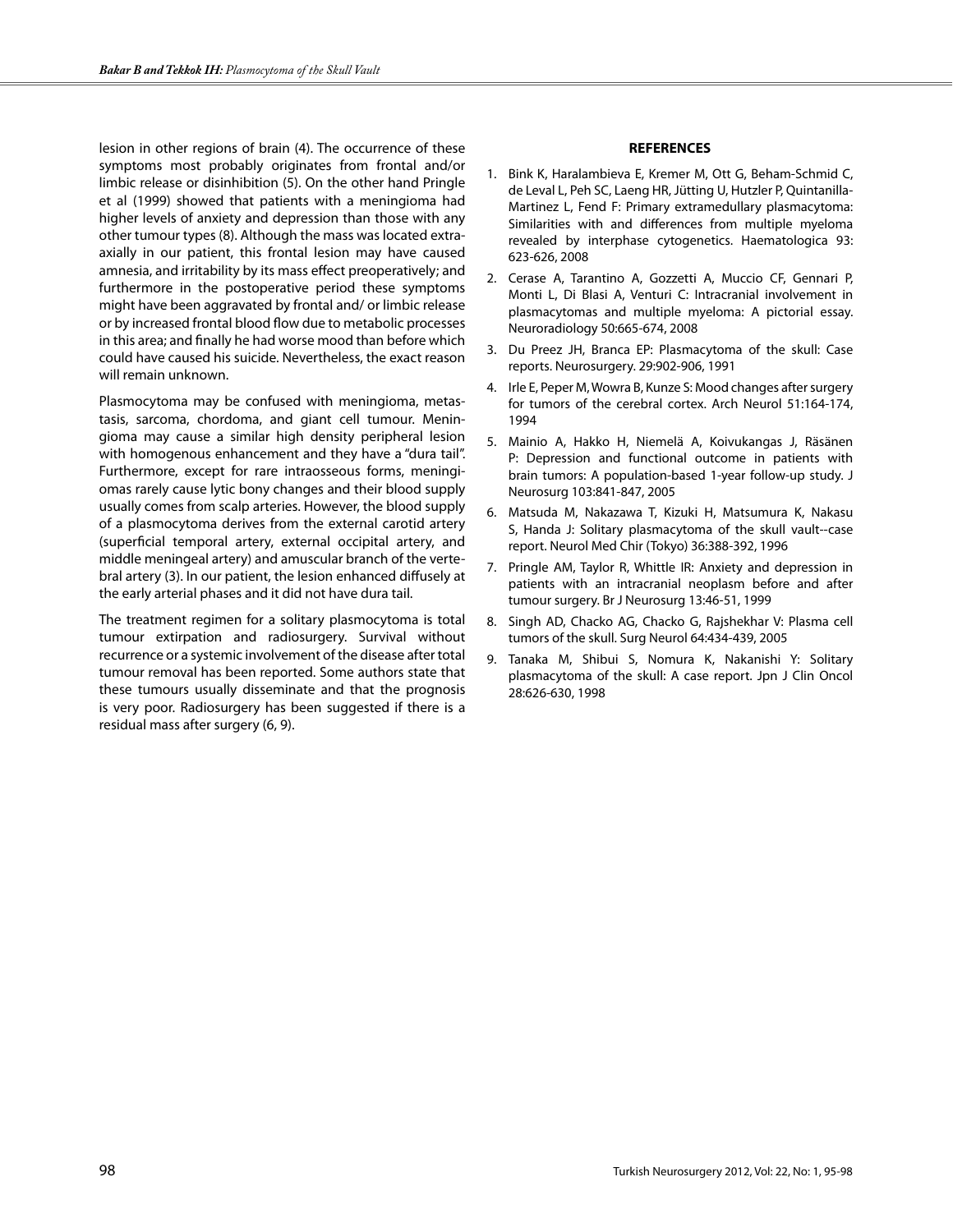lesion in other regions of brain (4). The occurrence of these symptoms most probably originates from frontal and/or limbic release or disinhibition (5). On the other hand Pringle et al (1999) showed that patients with a meningioma had higher levels of anxiety and depression than those with any other tumour types (8). Although the mass was located extra-axially in our patient, this frontal lesion may have caused amnesia, and irritability by its mass effect preoperatively; and furthermore in the postoperative period these symptoms might have been aggravated by frontal and/ or limbic release or by increased frontal blood flow due to metabolic processes in this area; and finally he had worse mood than before which could have caused his suicide. Nevertheless, the exact reason will remain unknown.

Plasmocytoma may be confused with meningioma, metastasis, sarcoma, chordoma, and giant cell tumour. Meningioma may cause a similar high density peripheral lesion with homogenous enhancement and they have a "dura tail". Furthermore, except for rare intraosseous forms, meningiomas rarely cause lytic bony changes and their blood supply usually comes from scalp arteries. However, the blood supply of a plasmocytoma derives from the external carotid artery (superficial temporal artery, external occipital artery, and middle meningeal artery) and amuscular branch of the vertebral artery (3). In our patient, the lesion enhanced diffusely at the early arterial phases and it did not have dura tail.

The treatment regimen for a solitary plasmocytoma is total tumour extirpation and radiosurgery. Survival without recurrence or a systemic involvement of the disease after total tumour removal has been reported. Some authors state that these tumours usually disseminate and that the prognosis is very poor. Radiosurgery has been suggested if there is a residual mass after surgery (6, 9).

## REFERENCES

1. Bink K, Haralambieva E, Kremer M, Ott G, Beham-Schmid C, de Leval L, Peh SC, Laeng HR, Jütting U, Hutzler P, Quintanilla-Martinez L, Fend F: Primary extramedullary plasmacytoma: Similarities with and differences from multiple myeloma revealed by interphase cytogenetics. Haematologica 93: 623-626, 2008
2. Cerase A, Tarantino A, Gozzetti A, Muccio CF, Gennari P, Monti L, Di Blasi A, Venturi C: Intracranial involvement in plasmacytomas and multiple myeloma: A pictorial essay. Neuroradiology 50:665-674, 2008
3. Du Preez JH, Branca EP: Plasmacytoma of the skull: Case reports. Neurosurgery. 29:902-906, 1991
4. Irle E, Peper M, Wowra B, Kunze S: Mood changes after surgery for tumors of the cerebral cortex. Arch Neurol 51:164-174, 1994
5. Mainio A, Hakko H, Niemelä A, Koivukangas J, Räsänen P: Depression and functional outcome in patients with brain tumors: A population-based 1-year follow-up study. J Neurosurg 103:841-847, 2005
6. Matsuda M, Nakazawa T, Kizuki H, Matsumura K, Nakasu S, Handa J: Solitary plasmacytoma of the skull vault--case report. Neurol Med Chir (Tokyo) 36:388-392, 1996
7. Pringle AM, Taylor R, Whittle IR: Anxiety and depression in patients with an intracranial neoplasm before and after tumour surgery. Br J Neurosurg 13:46-51, 1999
8. Singh AD, Chacko AG, Chacko G, Rajshekhar V: Plasma cell tumors of the skull. Surg Neurol 64:434-439, 2005
9. Tanaka M, Shibui S, Nomura K, Nakanishi Y: Solitary plasmacytoma of the skull: A case report. Jpn J Clin Oncol 28:626-630, 1998